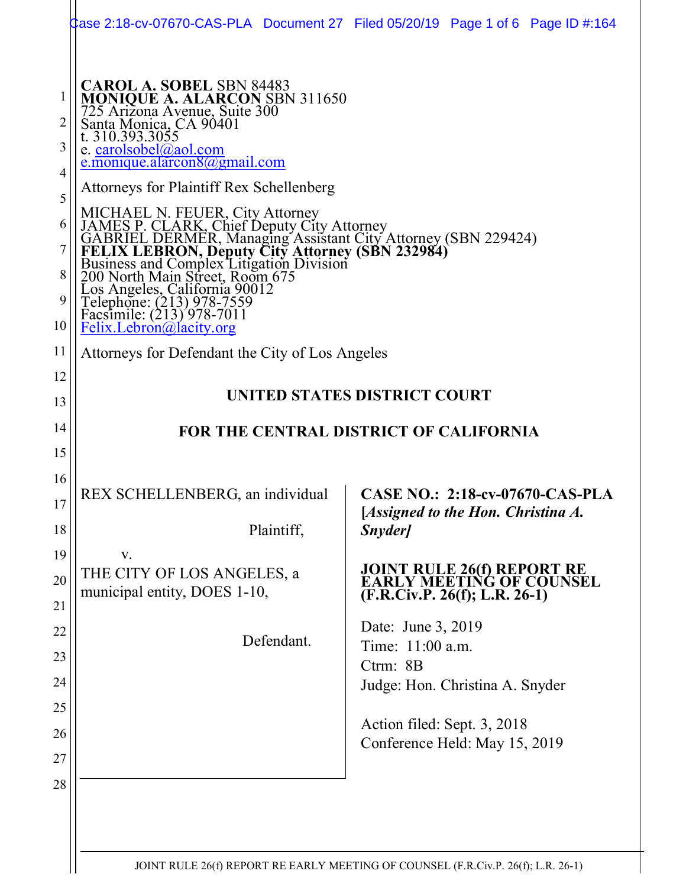**CAROL A. SOBEL** SBN 84483
**MONIQUE A. ALARCON** SBN 311650
725 Arizona Avenue, Suite 300
Santa Monica, CA 90401
t. 310.393.3055
e. carolsobel@aol.com
e.monique.alarcon8@gmail.com

Attorneys for Plaintiff Rex Schellenberg

MICHAEL N. FEUER, City Attorney
JAMES P. CLARK, Chief Deputy City Attorney
GABRIEL DERMER, Managing Assistant City Attorney (SBN 229424)
**FELIX LEBRON, Deputy City Attorney (SBN 232984)**
Business and Complex Litigation Division
200 North Main Street, Room 675
Los Angeles, California 90012
Telephone: (213) 978-7559
Facsimile: (213) 978-7011
Felix.Lebron@lacity.org

Attorneys for Defendant the City of Los Angeles

## UNITED STATES DISTRICT COURT

## FOR THE CENTRAL DISTRICT OF CALIFORNIA

REX SCHELLENBERG, an individual

Plaintiff,

v.

THE CITY OF LOS ANGELES, a municipal entity, DOES 1-10,

Defendant.

**CASE NO.: 2:18-cv-07670-CAS-PLA**
***[Assigned to the Hon. Christina A. Snyder]***

**JOINT RULE 26(f) REPORT RE EARLY MEETING OF COUNSEL (F.R.Civ.P. 26(f); L.R. 26-1)**

Date: June 3, 2019
Time: 11:00 a.m.
Ctrm: 8B
Judge: Hon. Christina A. Snyder

Action filed: Sept. 3, 2018
Conference Held: May 15, 2019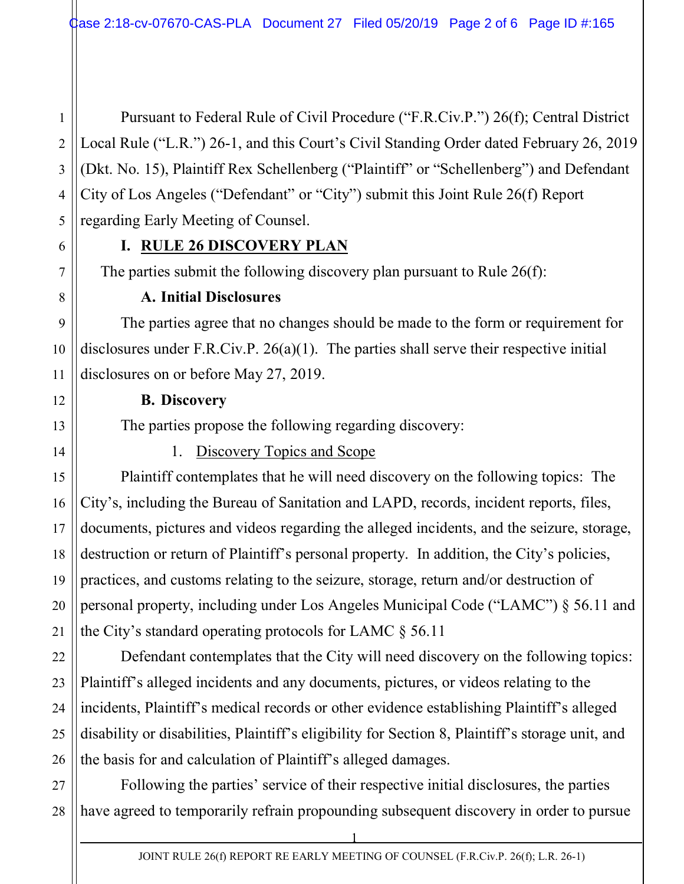Pursuant to Federal Rule of Civil Procedure ("F.R.Civ.P.") 26(f); Central District Local Rule ("L.R.") 26-1, and this Court's Civil Standing Order dated February 26, 2019 (Dkt. No. 15), Plaintiff Rex Schellenberg ("Plaintiff" or "Schellenberg") and Defendant City of Los Angeles ("Defendant" or "City") submit this Joint Rule 26(f) Report regarding Early Meeting of Counsel.

## I. RULE 26 DISCOVERY PLAN

The parties submit the following discovery plan pursuant to Rule 26(f):

### A. Initial Disclosures

The parties agree that no changes should be made to the form or requirement for disclosures under F.R.Civ.P. 26(a)(1). The parties shall serve their respective initial disclosures on or before May 27, 2019.

### B. Discovery

The parties propose the following regarding discovery:

1. Discovery Topics and Scope

Plaintiff contemplates that he will need discovery on the following topics: The City's, including the Bureau of Sanitation and LAPD, records, incident reports, files, documents, pictures and videos regarding the alleged incidents, and the seizure, storage, destruction or return of Plaintiff's personal property. In addition, the City's policies, practices, and customs relating to the seizure, storage, return and/or destruction of personal property, including under Los Angeles Municipal Code ("LAMC") § 56.11 and the City's standard operating protocols for LAMC § 56.11

Defendant contemplates that the City will need discovery on the following topics: Plaintiff's alleged incidents and any documents, pictures, or videos relating to the incidents, Plaintiff's medical records or other evidence establishing Plaintiff's alleged disability or disabilities, Plaintiff's eligibility for Section 8, Plaintiff's storage unit, and the basis for and calculation of Plaintiff's alleged damages.

Following the parties' service of their respective initial disclosures, the parties have agreed to temporarily refrain propounding subsequent discovery in order to pursue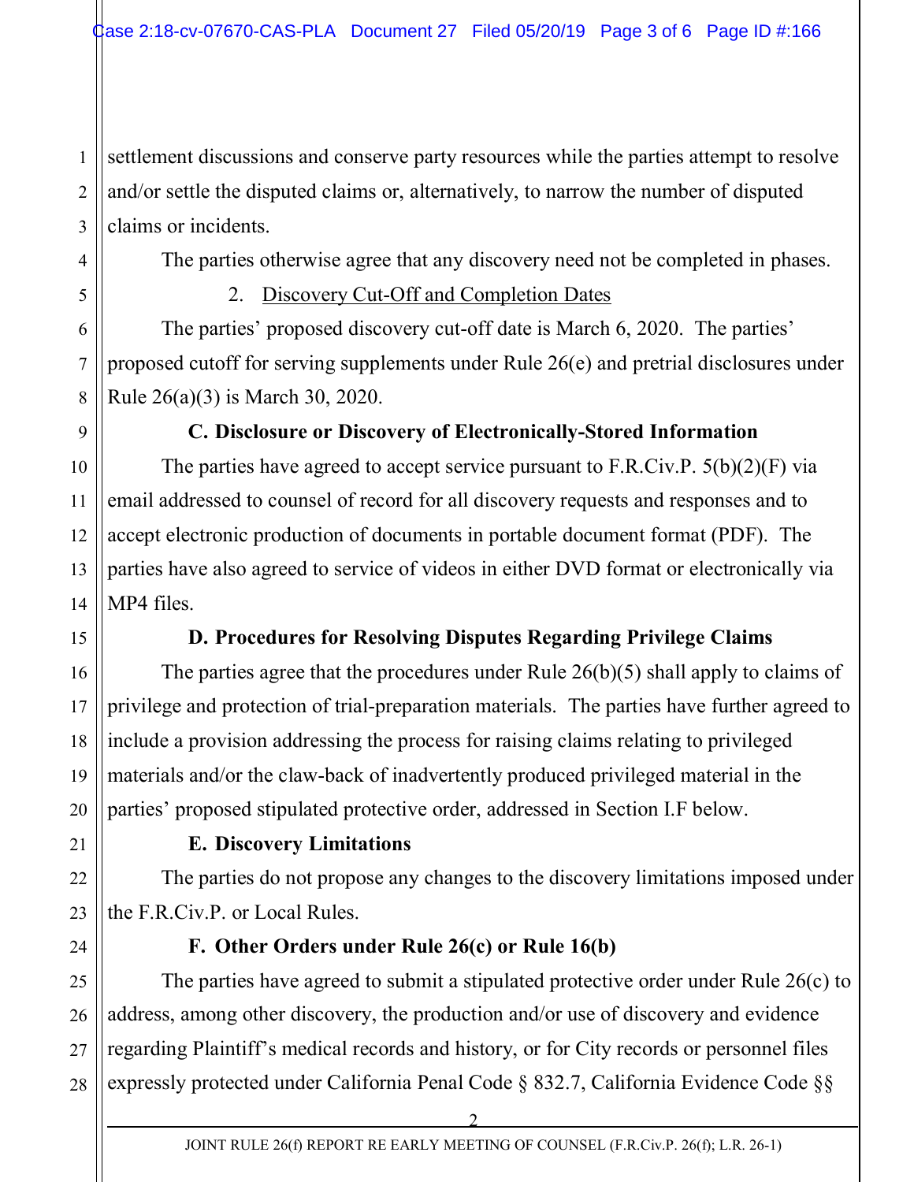settlement discussions and conserve party resources while the parties attempt to resolve and/or settle the disputed claims or, alternatively, to narrow the number of disputed claims or incidents.

The parties otherwise agree that any discovery need not be completed in phases.

2. Discovery Cut-Off and Completion Dates

The parties' proposed discovery cut-off date is March 6, 2020. The parties' proposed cutoff for serving supplements under Rule 26(e) and pretrial disclosures under Rule 26(a)(3) is March 30, 2020.

**C. Disclosure or Discovery of Electronically-Stored Information**

The parties have agreed to accept service pursuant to F.R.Civ.P. 5(b)(2)(F) via email addressed to counsel of record for all discovery requests and responses and to accept electronic production of documents in portable document format (PDF). The parties have also agreed to service of videos in either DVD format or electronically via MP4 files.

**D. Procedures for Resolving Disputes Regarding Privilege Claims**

The parties agree that the procedures under Rule 26(b)(5) shall apply to claims of privilege and protection of trial-preparation materials. The parties have further agreed to include a provision addressing the process for raising claims relating to privileged materials and/or the claw-back of inadvertently produced privileged material in the parties' proposed stipulated protective order, addressed in Section I.F below.

**E. Discovery Limitations**

The parties do not propose any changes to the discovery limitations imposed under the F.R.Civ.P. or Local Rules.

**F. Other Orders under Rule 26(c) or Rule 16(b)**

The parties have agreed to submit a stipulated protective order under Rule 26(c) to address, among other discovery, the production and/or use of discovery and evidence regarding Plaintiff's medical records and history, or for City records or personnel files expressly protected under California Penal Code § 832.7, California Evidence Code §§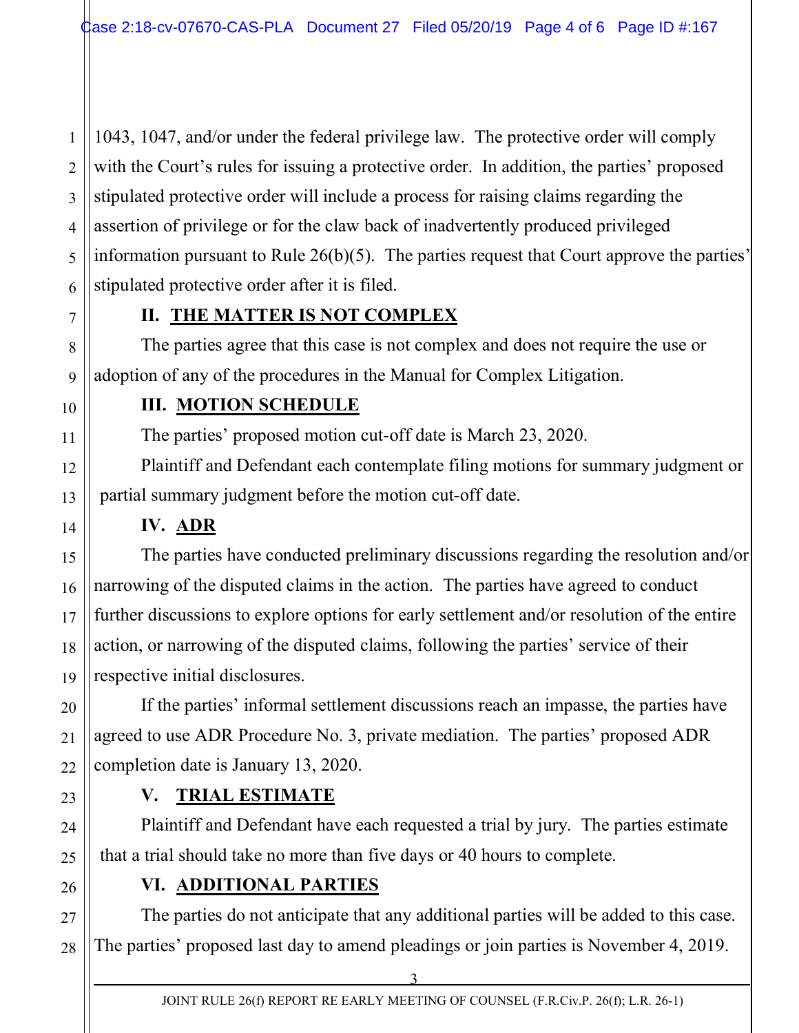1043, 1047, and/or under the federal privilege law. The protective order will comply with the Court's rules for issuing a protective order. In addition, the parties' proposed stipulated protective order will include a process for raising claims regarding the assertion of privilege or for the claw back of inadvertently produced privileged information pursuant to Rule 26(b)(5). The parties request that Court approve the parties' stipulated protective order after it is filed.

## II. THE MATTER IS NOT COMPLEX

The parties agree that this case is not complex and does not require the use or adoption of any of the procedures in the Manual for Complex Litigation.

## III. MOTION SCHEDULE

The parties' proposed motion cut-off date is March 23, 2020.

Plaintiff and Defendant each contemplate filing motions for summary judgment or partial summary judgment before the motion cut-off date.

## IV. ADR

The parties have conducted preliminary discussions regarding the resolution and/or narrowing of the disputed claims in the action. The parties have agreed to conduct further discussions to explore options for early settlement and/or resolution of the entire action, or narrowing of the disputed claims, following the parties' service of their respective initial disclosures.

If the parties' informal settlement discussions reach an impasse, the parties have agreed to use ADR Procedure No. 3, private mediation. The parties' proposed ADR completion date is January 13, 2020.

## V. TRIAL ESTIMATE

Plaintiff and Defendant have each requested a trial by jury. The parties estimate that a trial should take no more than five days or 40 hours to complete.

## VI. ADDITIONAL PARTIES

The parties do not anticipate that any additional parties will be added to this case. The parties' proposed last day to amend pleadings or join parties is November 4, 2019.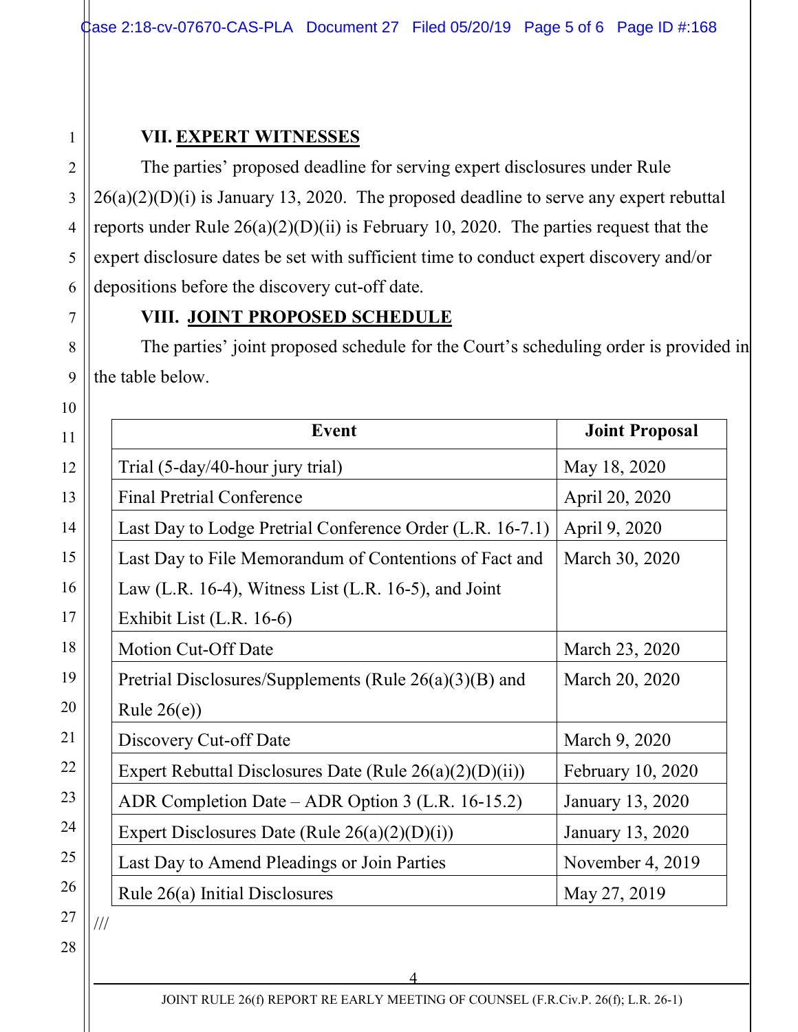## VII. EXPERT WITNESSES

The parties' proposed deadline for serving expert disclosures under Rule 26(a)(2)(D)(i) is January 13, 2020. The proposed deadline to serve any expert rebuttal reports under Rule 26(a)(2)(D)(ii) is February 10, 2020. The parties request that the expert disclosure dates be set with sufficient time to conduct expert discovery and/or depositions before the discovery cut-off date.

## VIII. JOINT PROPOSED SCHEDULE

The parties' joint proposed schedule for the Court's scheduling order is provided in the table below.

| Event | Joint Proposal |
|---|---|
| Trial (5-day/40-hour jury trial) | May 18, 2020 |
| Final Pretrial Conference | April 20, 2020 |
| Last Day to Lodge Pretrial Conference Order (L.R. 16-7.1) | April 9, 2020 |
| Last Day to File Memorandum of Contentions of Fact and Law (L.R. 16-4), Witness List (L.R. 16-5), and Joint Exhibit List (L.R. 16-6) | March 30, 2020 |
| Motion Cut-Off Date | March 23, 2020 |
| Pretrial Disclosures/Supplements (Rule 26(a)(3)(B) and Rule 26(e)) | March 20, 2020 |
| Discovery Cut-off Date | March 9, 2020 |
| Expert Rebuttal Disclosures Date (Rule 26(a)(2)(D)(ii)) | February 10, 2020 |
| ADR Completion Date – ADR Option 3 (L.R. 16-15.2) | January 13, 2020 |
| Expert Disclosures Date (Rule 26(a)(2)(D)(i)) | January 13, 2020 |
| Last Day to Amend Pleadings or Join Parties | November 4, 2019 |
| Rule 26(a) Initial Disclosures | May 27, 2019 |

///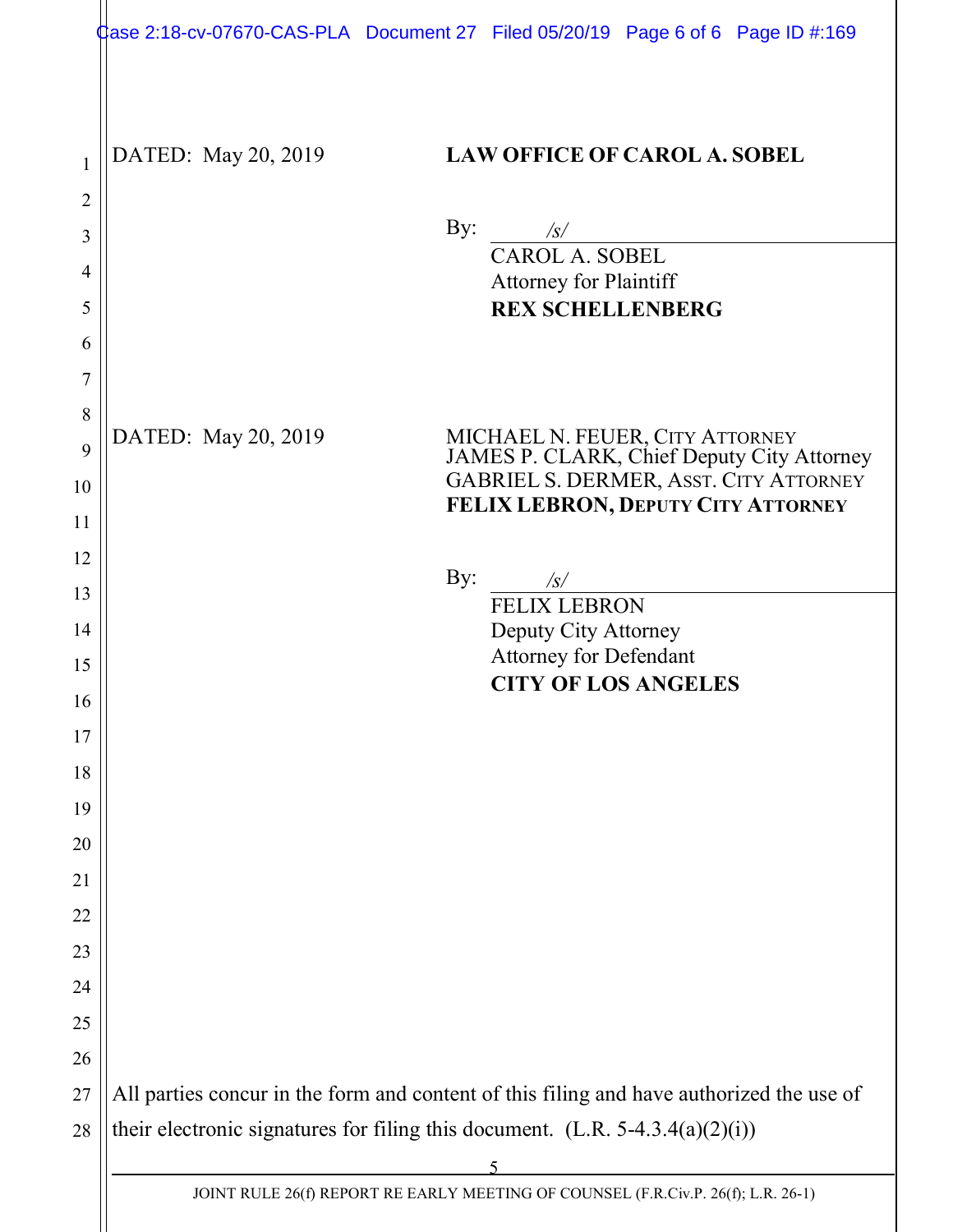DATED: May 20, 2019

**LAW OFFICE OF CAROL A. SOBEL**

By: /s/

CAROL A. SOBEL
Attorney for Plaintiff
**REX SCHELLENBERG**

DATED: May 20, 2019

MICHAEL N. FEUER, CITY ATTORNEY
JAMES P. CLARK, Chief Deputy City Attorney
GABRIEL S. DERMER, ASST. CITY ATTORNEY
**FELIX LEBRON, DEPUTY CITY ATTORNEY**

By: /s/

FELIX LEBRON
Deputy City Attorney
Attorney for Defendant
**CITY OF LOS ANGELES**

All parties concur in the form and content of this filing and have authorized the use of their electronic signatures for filing this document. (L.R. 5-4.3.4(a)(2)(i))